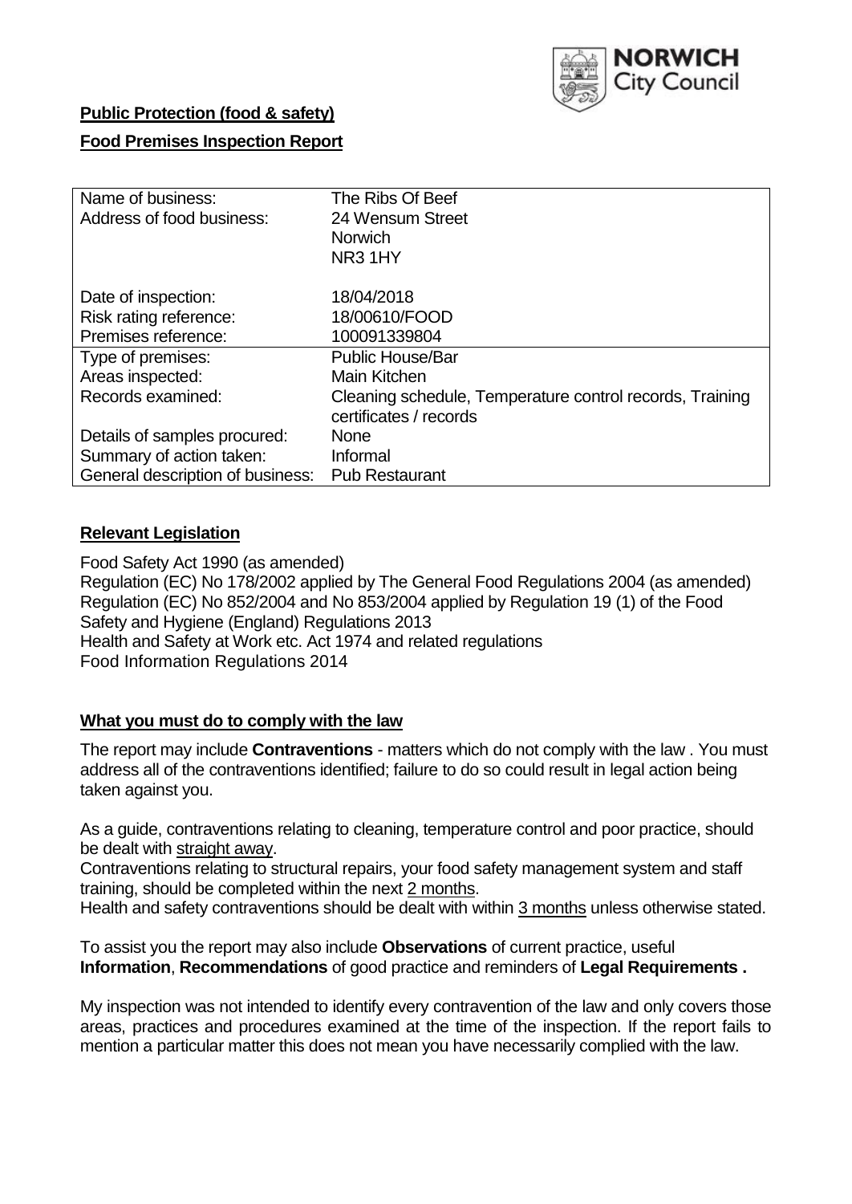**Public Protection (food & safety)**

**Food Premises Inspection Report**

| Name of business: | The Ribs Of Beef |
|---|---|
| Address of food business: | 24 Wensum Street<br>Norwich<br>NR3 1HY |
| Date of inspection: | 18/04/2018 |
| Risk rating reference: | 18/00610/FOOD |
| Premises reference: | 100091339804 |
| Type of premises: | Public House/Bar |
| Areas inspected: | Main Kitchen |
| Records examined: | Cleaning schedule, Temperature control records, Training certificates / records |
| Details of samples procured: | None |
| Summary of action taken: | Informal |
| General description of business: | Pub Restaurant |

## Relevant Legislation

Food Safety Act 1990 (as amended)
Regulation (EC) No 178/2002 applied by The General Food Regulations 2004 (as amended)
Regulation (EC) No 852/2004 and No 853/2004 applied by Regulation 19 (1) of the Food Safety and Hygiene (England) Regulations 2013
Health and Safety at Work etc. Act 1974 and related regulations
Food Information Regulations 2014

## What you must do to comply with the law

The report may include **Contraventions** - matters which do not comply with the law . You must address all of the contraventions identified; failure to do so could result in legal action being taken against you.

As a guide, contraventions relating to cleaning, temperature control and poor practice, should be dealt with straight away.

Contraventions relating to structural repairs, your food safety management system and staff training, should be completed within the next 2 months.

Health and safety contraventions should be dealt with within 3 months unless otherwise stated.

To assist you the report may also include **Observations** of current practice, useful **Information**, **Recommendations** of good practice and reminders of **Legal Requirements .**

My inspection was not intended to identify every contravention of the law and only covers those areas, practices and procedures examined at the time of the inspection. If the report fails to mention a particular matter this does not mean you have necessarily complied with the law.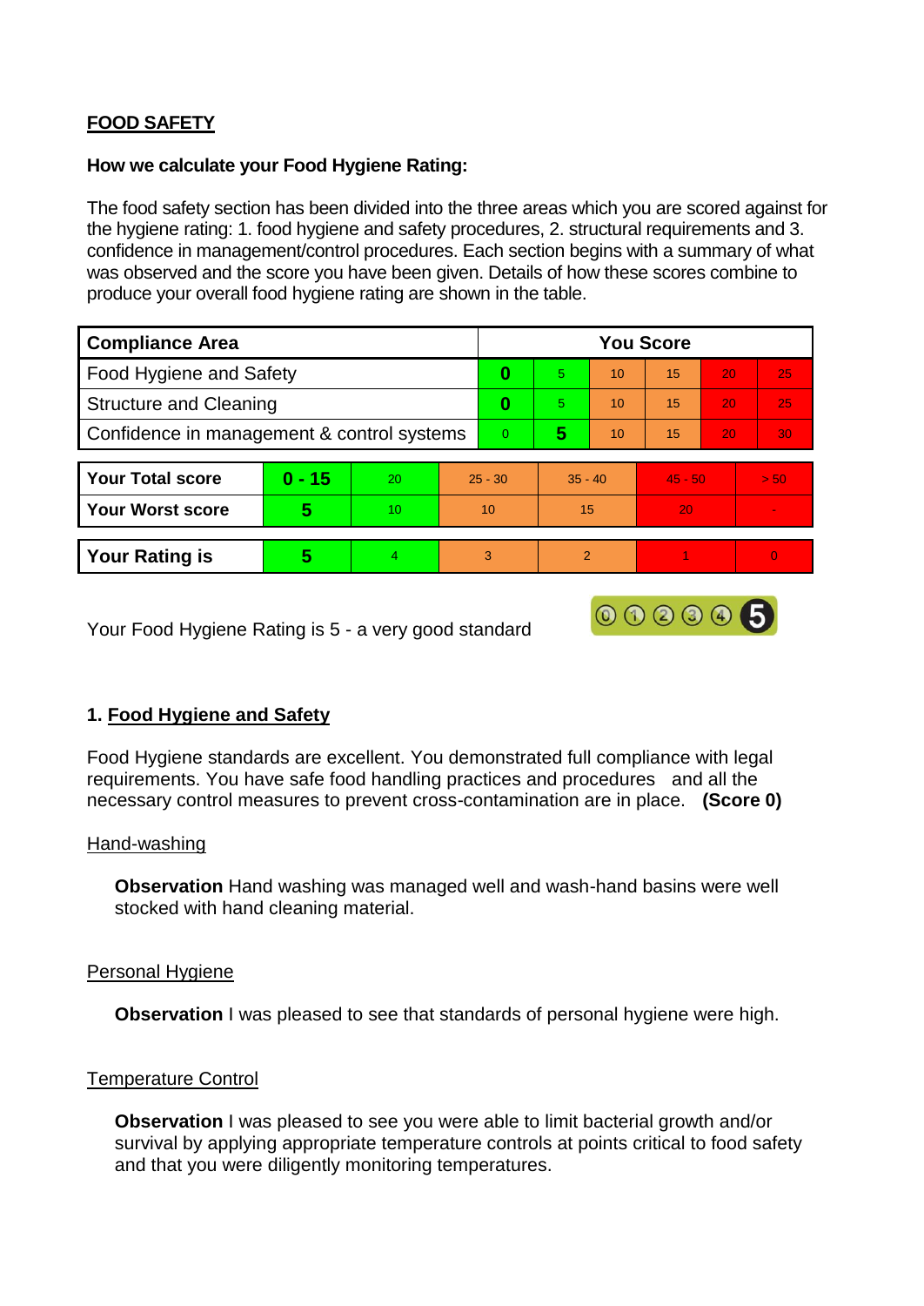## FOOD SAFETY

**How we calculate your Food Hygiene Rating:**

The food safety section has been divided into the three areas which you are scored against for the hygiene rating: 1. food hygiene and safety procedures, 2. structural requirements and 3. confidence in management/control procedures. Each section begins with a summary of what was observed and the score you have been given. Details of how these scores combine to produce your overall food hygiene rating are shown in the table.

| Compliance Area | You Score | | | | | |
|---|---|---|---|---|---|---|
| Food Hygiene and Safety | **0** | 5 | 10 | 15 | 20 | 25 |
| Structural and Cleaning | **0** | 5 | 10 | 15 | 20 | 25 |
| Confidence in management & control systems | 0 | **5** | 10 | 15 | 20 | 30 |

| | | | | | | |
|---|---|---|---|---|---|---|
| **Your Total score** | **0 - 15** | 20 | 25 - 30 | 35 - 40 | 45 - 50 | > 50 |
| **Your Worst score** | **5** | 10 | 10 | 15 | 20 | - |

| | | | | | | |
|---|---|---|---|---|---|---|
| **Your Rating is** | **5** | 4 | 3 | 2 | 1 | 0 |

Your Food Hygiene Rating is 5 - a very good standard

### 1. Food Hygiene and Safety

Food Hygiene standards are excellent. You demonstrated full compliance with legal requirements. You have safe food handling practices and procedures and all the necessary control measures to prevent cross-contamination are in place. **(Score 0)**

Hand-washing

**Observation** Hand washing was managed well and wash-hand basins were well stocked with hand cleaning material.

Personal Hygiene

**Observation** I was pleased to see that standards of personal hygiene were high.

Temperature Control

**Observation** I was pleased to see you were able to limit bacterial growth and/or survival by applying appropriate temperature controls at points critical to food safety and that you were diligently monitoring temperatures.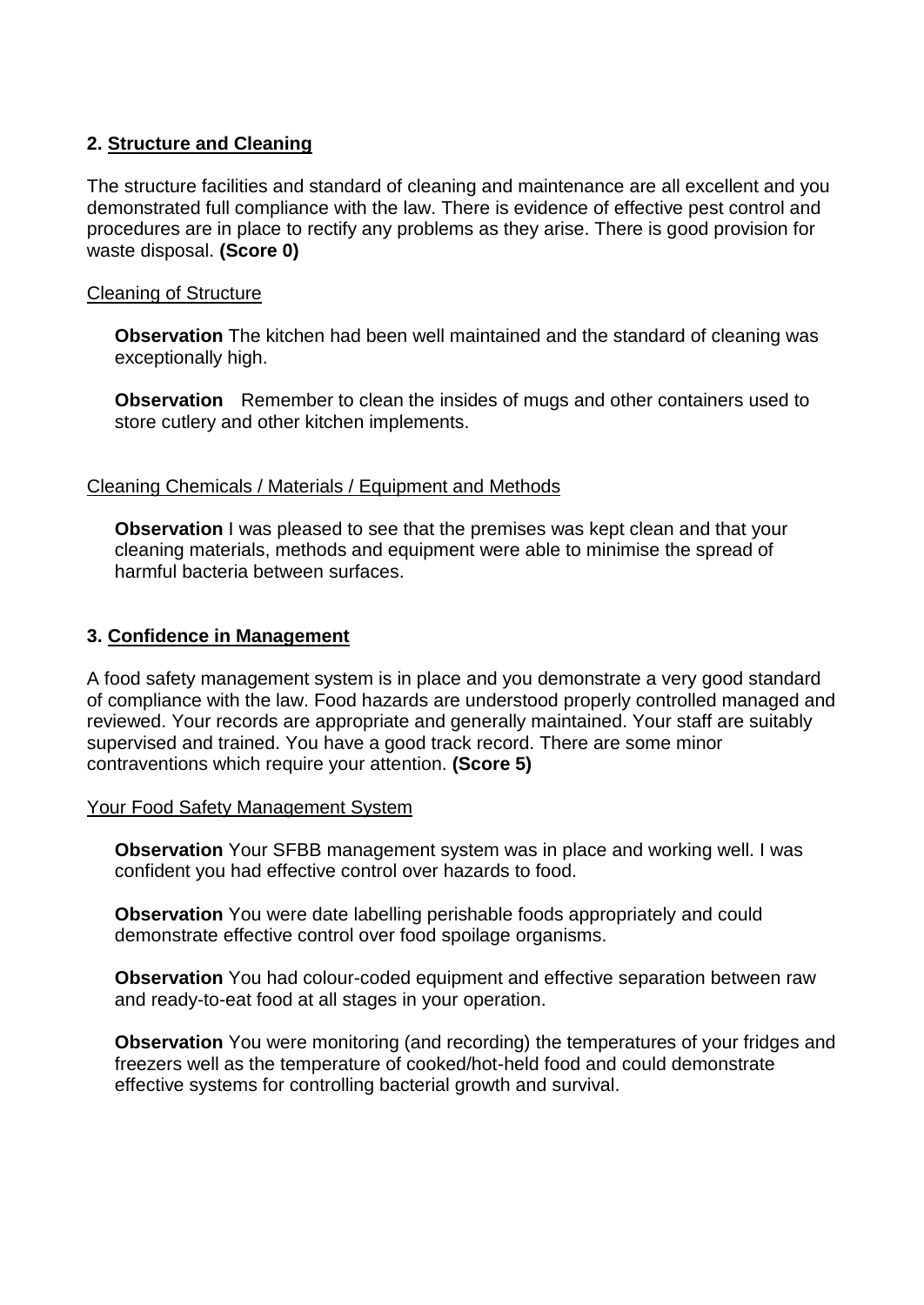## 2. Structure and Cleaning

The structure facilities and standard of cleaning and maintenance are all excellent and you demonstrated full compliance with the law. There is evidence of effective pest control and procedures are in place to rectify any problems as they arise. There is good provision for waste disposal. **(Score 0)**

### Cleaning of Structure

**Observation** The kitchen had been well maintained and the standard of cleaning was exceptionally high.

**Observation** Remember to clean the insides of mugs and other containers used to store cutlery and other kitchen implements.

### Cleaning Chemicals / Materials / Equipment and Methods

**Observation** I was pleased to see that the premises was kept clean and that your cleaning materials, methods and equipment were able to minimise the spread of harmful bacteria between surfaces.

## 3. Confidence in Management

A food safety management system is in place and you demonstrate a very good standard of compliance with the law. Food hazards are understood properly controlled managed and reviewed. Your records are appropriate and generally maintained. Your staff are suitably supervised and trained. You have a good track record. There are some minor contraventions which require your attention. **(Score 5)**

### Your Food Safety Management System

**Observation** Your SFBB management system was in place and working well. I was confident you had effective control over hazards to food.

**Observation** You were date labelling perishable foods appropriately and could demonstrate effective control over food spoilage organisms.

**Observation** You had colour-coded equipment and effective separation between raw and ready-to-eat food at all stages in your operation.

**Observation** You were monitoring (and recording) the temperatures of your fridges and freezers well as the temperature of cooked/hot-held food and could demonstrate effective systems for controlling bacterial growth and survival.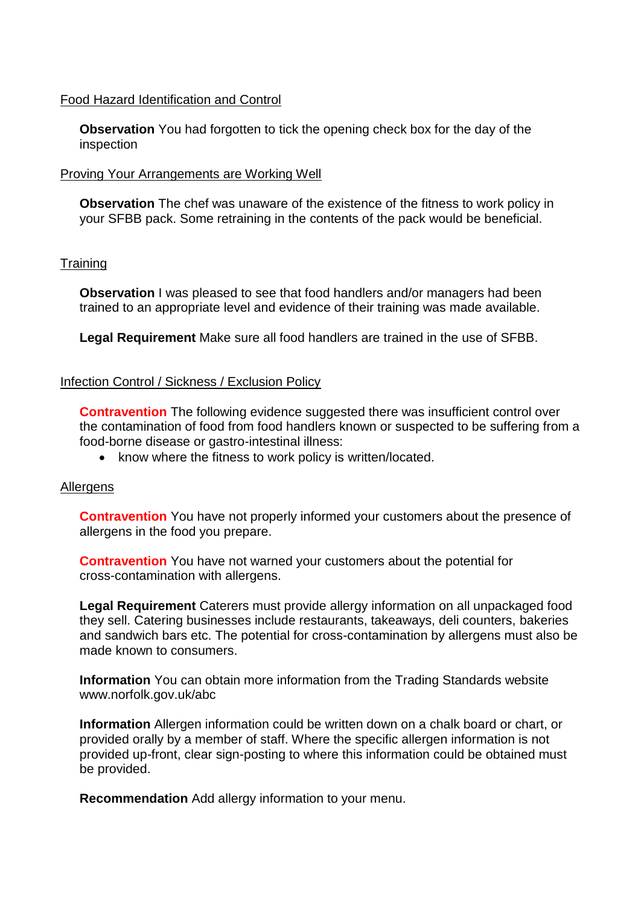Food Hazard Identification and Control

**Observation** You had forgotten to tick the opening check box for the day of the inspection

Proving Your Arrangements are Working Well

**Observation** The chef was unaware of the existence of the fitness to work policy in your SFBB pack. Some retraining in the contents of the pack would be beneficial.

Training

**Observation** I was pleased to see that food handlers and/or managers had been trained to an appropriate level and evidence of their training was made available.

**Legal Requirement** Make sure all food handlers are trained in the use of SFBB.

Infection Control / Sickness / Exclusion Policy

**Contravention** The following evidence suggested there was insufficient control over the contamination of food from food handlers known or suspected to be suffering from a food-borne disease or gastro-intestinal illness:

- know where the fitness to work policy is written/located.

Allergens

**Contravention** You have not properly informed your customers about the presence of allergens in the food you prepare.

**Contravention** You have not warned your customers about the potential for cross-contamination with allergens.

**Legal Requirement** Caterers must provide allergy information on all unpackaged food they sell. Catering businesses include restaurants, takeaways, deli counters, bakeries and sandwich bars etc. The potential for cross-contamination by allergens must also be made known to consumers.

**Information** You can obtain more information from the Trading Standards website www.norfolk.gov.uk/abc

**Information** Allergen information could be written down on a chalk board or chart, or provided orally by a member of staff. Where the specific allergen information is not provided up-front, clear sign-posting to where this information could be obtained must be provided.

**Recommendation** Add allergy information to your menu.